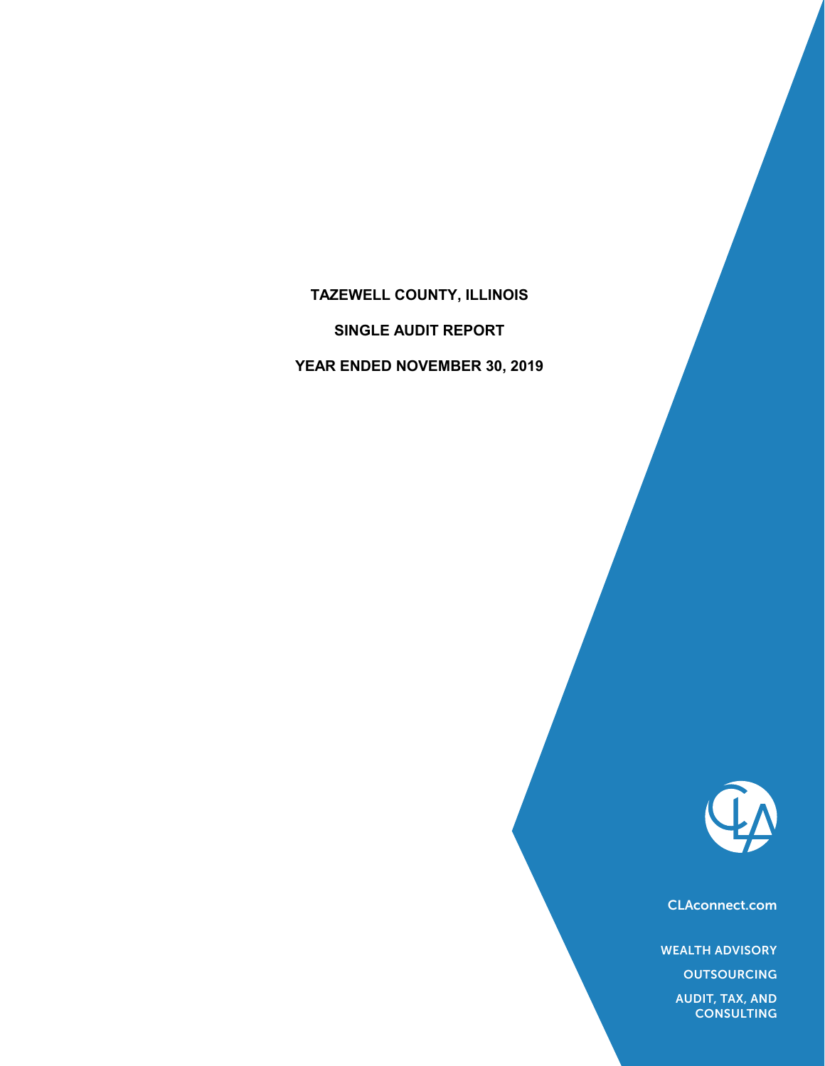# TAZEWELL COUNTY, ILLINOIS

## SINGLE AUDIT REPORT

## YEAR ENDED NOVEMBER 30, 2019

CLAconnect.com

WEALTH ADVISORY

OUTSOURCING

AUDIT, TAX, AND CONSULTING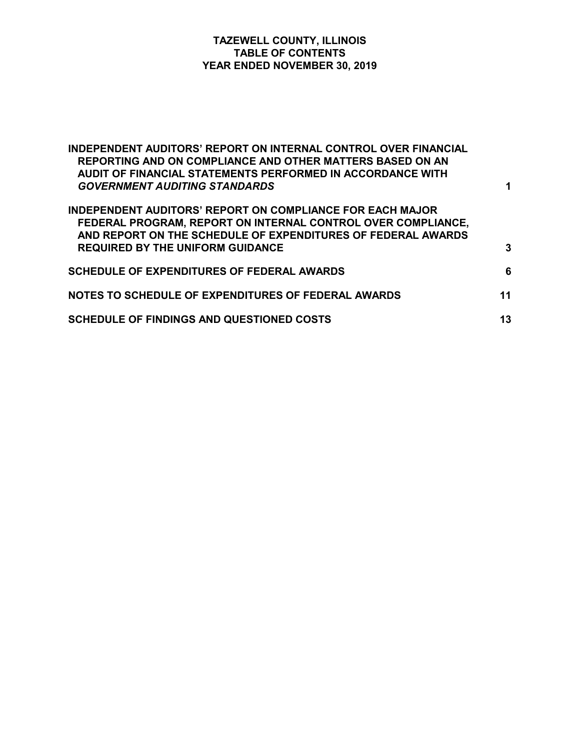# TAZEWELL COUNTY, ILLINOIS
## TABLE OF CONTENTS
## YEAR ENDED NOVEMBER 30, 2019

| | |
|---|---|
| **INDEPENDENT AUDITORS' REPORT ON INTERNAL CONTROL OVER FINANCIAL REPORTING AND ON COMPLIANCE AND OTHER MATTERS BASED ON AN AUDIT OF FINANCIAL STATEMENTS PERFORMED IN ACCORDANCE WITH *GOVERNMENT AUDITING STANDARDS*** | **1** |
| **INDEPENDENT AUDITORS' REPORT ON COMPLIANCE FOR EACH MAJOR FEDERAL PROGRAM, REPORT ON INTERNAL CONTROL OVER COMPLIANCE, AND REPORT ON THE SCHEDULE OF EXPENDITURES OF FEDERAL AWARDS REQUIRED BY THE UNIFORM GUIDANCE** | **3** |
| **SCHEDULE OF EXPENDITURES OF FEDERAL AWARDS** | **6** |
| **NOTES TO SCHEDULE OF EXPENDITURES OF FEDERAL AWARDS** | **11** |
| **SCHEDULE OF FINDINGS AND QUESTIONED COSTS** | **13** |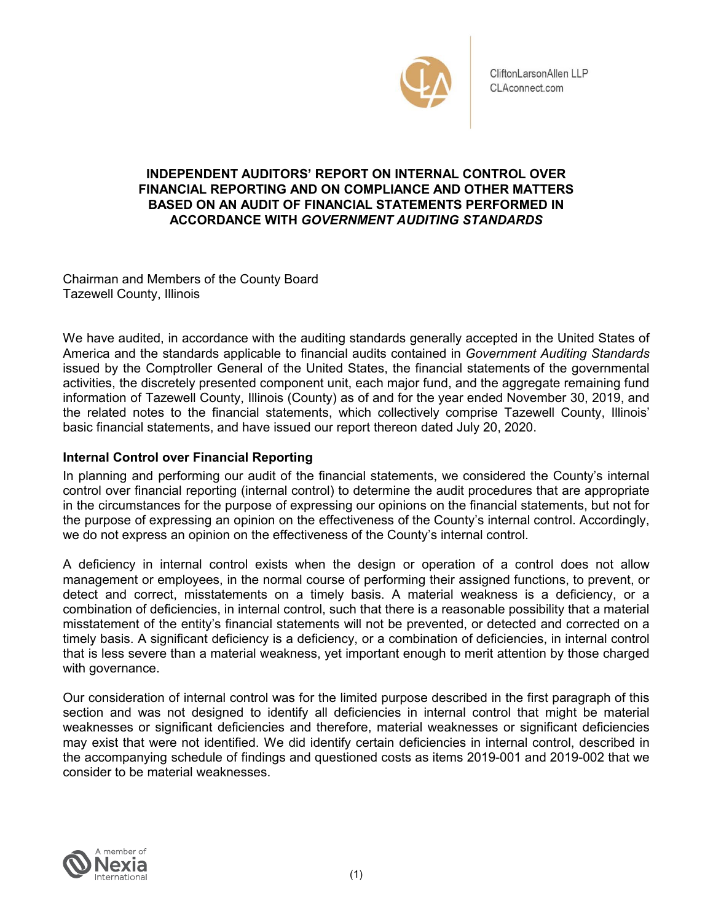CliftonLarsonAllen LLP
CLAconnect.com

# INDEPENDENT AUDITORS' REPORT ON INTERNAL CONTROL OVER FINANCIAL REPORTING AND ON COMPLIANCE AND OTHER MATTERS BASED ON AN AUDIT OF FINANCIAL STATEMENTS PERFORMED IN ACCORDANCE WITH *GOVERNMENT AUDITING STANDARDS*

Chairman and Members of the County Board
Tazewell County, Illinois

We have audited, in accordance with the auditing standards generally accepted in the United States of America and the standards applicable to financial audits contained in *Government Auditing Standards* issued by the Comptroller General of the United States, the financial statements of the governmental activities, the discretely presented component unit, each major fund, and the aggregate remaining fund information of Tazewell County, Illinois (County) as of and for the year ended November 30, 2019, and the related notes to the financial statements, which collectively comprise Tazewell County, Illinois' basic financial statements, and have issued our report thereon dated July 20, 2020.

## Internal Control over Financial Reporting

In planning and performing our audit of the financial statements, we considered the County's internal control over financial reporting (internal control) to determine the audit procedures that are appropriate in the circumstances for the purpose of expressing our opinions on the financial statements, but not for the purpose of expressing an opinion on the effectiveness of the County's internal control. Accordingly, we do not express an opinion on the effectiveness of the County's internal control.

A deficiency in internal control exists when the design or operation of a control does not allow management or employees, in the normal course of performing their assigned functions, to prevent, or detect and correct, misstatements on a timely basis. A material weakness is a deficiency, or a combination of deficiencies, in internal control, such that there is a reasonable possibility that a material misstatement of the entity's financial statements will not be prevented, or detected and corrected on a timely basis. A significant deficiency is a deficiency, or a combination of deficiencies, in internal control that is less severe than a material weakness, yet important enough to merit attention by those charged with governance.

Our consideration of internal control was for the limited purpose described in the first paragraph of this section and was not designed to identify all deficiencies in internal control that might be material weaknesses or significant deficiencies and therefore, material weaknesses or significant deficiencies may exist that were not identified. We did identify certain deficiencies in internal control, described in the accompanying schedule of findings and questioned costs as items 2019-001 and 2019-002 that we consider to be material weaknesses.

A member of Nexia International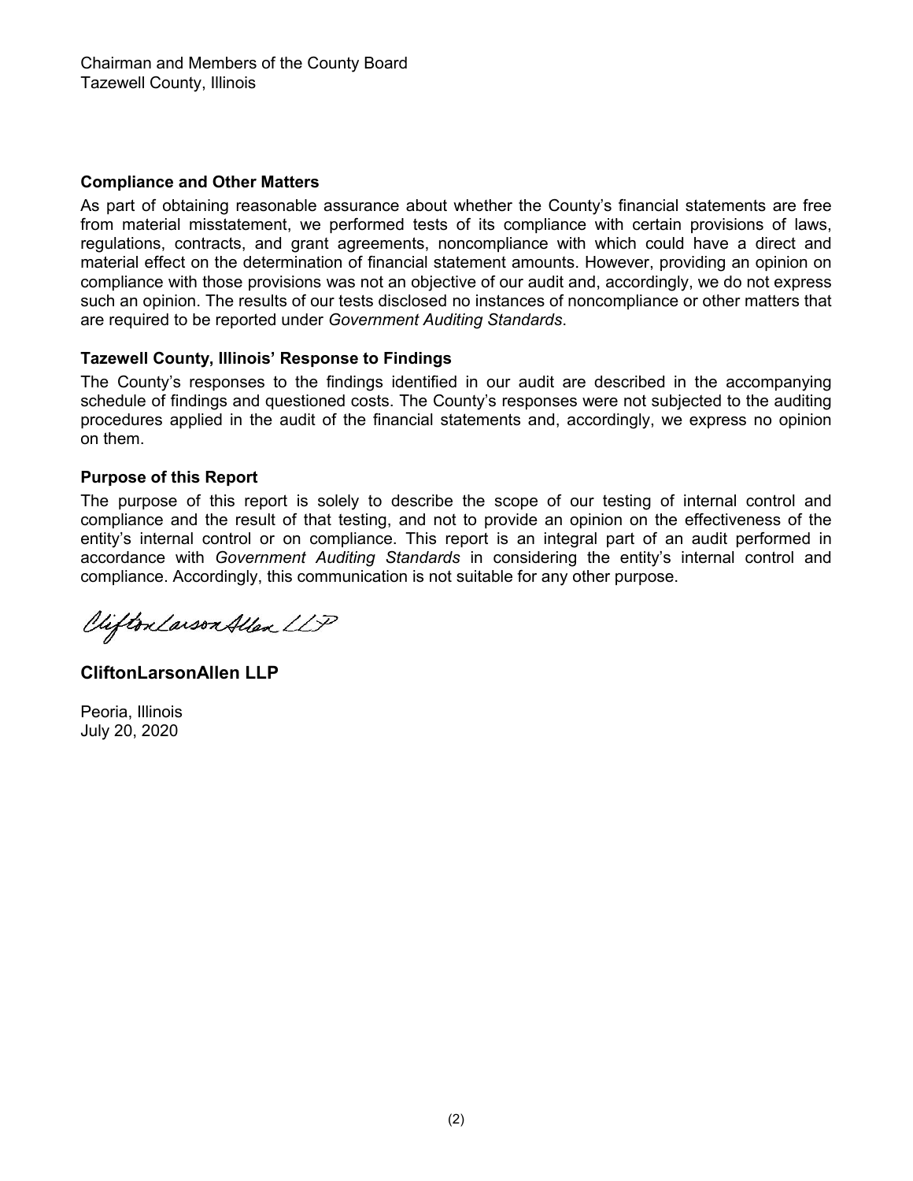Chairman and Members of the County Board
Tazewell County, Illinois

**Compliance and Other Matters**

As part of obtaining reasonable assurance about whether the County's financial statements are free from material misstatement, we performed tests of its compliance with certain provisions of laws, regulations, contracts, and grant agreements, noncompliance with which could have a direct and material effect on the determination of financial statement amounts. However, providing an opinion on compliance with those provisions was not an objective of our audit and, accordingly, we do not express such an opinion. The results of our tests disclosed no instances of noncompliance or other matters that are required to be reported under *Government Auditing Standards*.

**Tazewell County, Illinois' Response to Findings**

The County's responses to the findings identified in our audit are described in the accompanying schedule of findings and questioned costs. The County's responses were not subjected to the auditing procedures applied in the audit of the financial statements and, accordingly, we express no opinion on them.

**Purpose of this Report**

The purpose of this report is solely to describe the scope of our testing of internal control and compliance and the result of that testing, and not to provide an opinion on the effectiveness of the entity's internal control or on compliance. This report is an integral part of an audit performed in accordance with *Government Auditing Standards* in considering the entity's internal control and compliance. Accordingly, this communication is not suitable for any other purpose.

CliftonLarsonAllen LLP

**CliftonLarsonAllen LLP**

Peoria, Illinois
July 20, 2020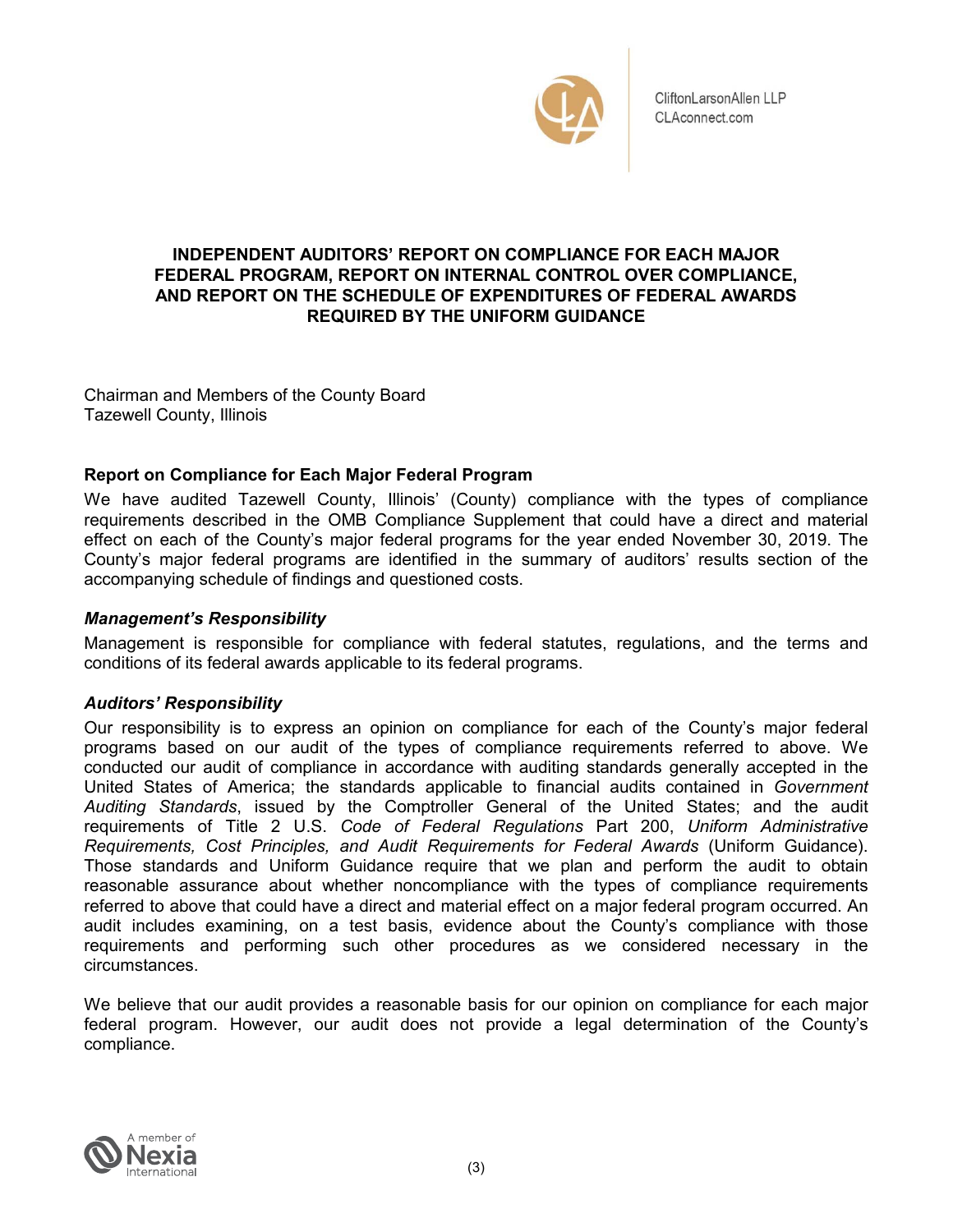CliftonLarsonAllen LLP
CLAconnect.com

# INDEPENDENT AUDITORS' REPORT ON COMPLIANCE FOR EACH MAJOR FEDERAL PROGRAM, REPORT ON INTERNAL CONTROL OVER COMPLIANCE, AND REPORT ON THE SCHEDULE OF EXPENDITURES OF FEDERAL AWARDS REQUIRED BY THE UNIFORM GUIDANCE

Chairman and Members of the County Board
Tazewell County, Illinois

## Report on Compliance for Each Major Federal Program

We have audited Tazewell County, Illinois' (County) compliance with the types of compliance requirements described in the OMB Compliance Supplement that could have a direct and material effect on each of the County's major federal programs for the year ended November 30, 2019. The County's major federal programs are identified in the summary of auditors' results section of the accompanying schedule of findings and questioned costs.

### *Management's Responsibility*

Management is responsible for compliance with federal statutes, regulations, and the terms and conditions of its federal awards applicable to its federal programs.

### *Auditors' Responsibility*

Our responsibility is to express an opinion on compliance for each of the County's major federal programs based on our audit of the types of compliance requirements referred to above. We conducted our audit of compliance in accordance with auditing standards generally accepted in the United States of America; the standards applicable to financial audits contained in *Government Auditing Standards*, issued by the Comptroller General of the United States; and the audit requirements of Title 2 U.S. *Code of Federal Regulations* Part 200, *Uniform Administrative Requirements, Cost Principles, and Audit Requirements for Federal Awards* (Uniform Guidance). Those standards and Uniform Guidance require that we plan and perform the audit to obtain reasonable assurance about whether noncompliance with the types of compliance requirements referred to above that could have a direct and material effect on a major federal program occurred. An audit includes examining, on a test basis, evidence about the County's compliance with those requirements and performing such other procedures as we considered necessary in the circumstances.

We believe that our audit provides a reasonable basis for our opinion on compliance for each major federal program. However, our audit does not provide a legal determination of the County's compliance.

A member of Nexia International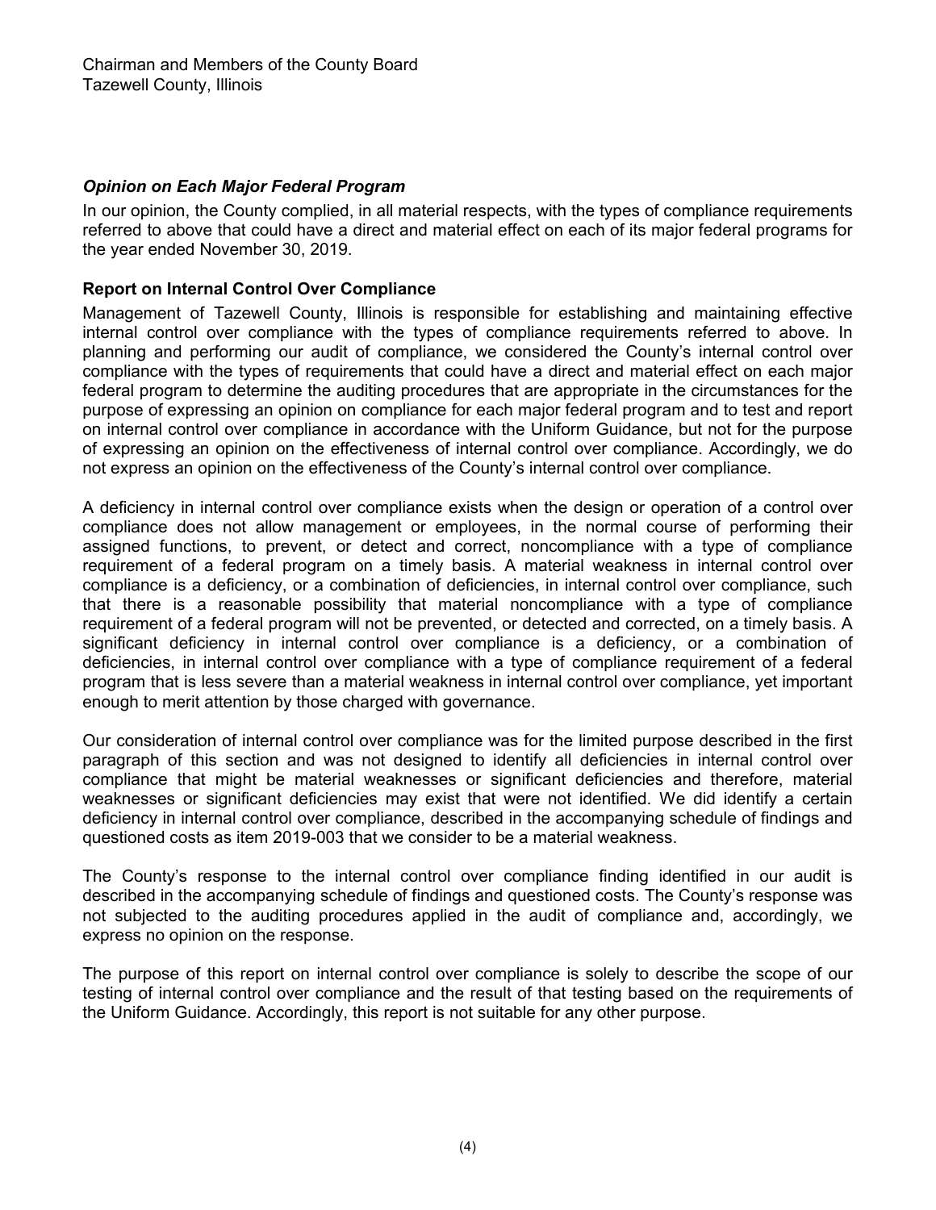Chairman and Members of the County Board
Tazewell County, Illinois

### *Opinion on Each Major Federal Program*

In our opinion, the County complied, in all material respects, with the types of compliance requirements referred to above that could have a direct and material effect on each of its major federal programs for the year ended November 30, 2019.

## Report on Internal Control Over Compliance

Management of Tazewell County, Illinois is responsible for establishing and maintaining effective internal control over compliance with the types of compliance requirements referred to above. In planning and performing our audit of compliance, we considered the County's internal control over compliance with the types of requirements that could have a direct and material effect on each major federal program to determine the auditing procedures that are appropriate in the circumstances for the purpose of expressing an opinion on compliance for each major federal program and to test and report on internal control over compliance in accordance with the Uniform Guidance, but not for the purpose of expressing an opinion on the effectiveness of internal control over compliance. Accordingly, we do not express an opinion on the effectiveness of the County's internal control over compliance.

A deficiency in internal control over compliance exists when the design or operation of a control over compliance does not allow management or employees, in the normal course of performing their assigned functions, to prevent, or detect and correct, noncompliance with a type of compliance requirement of a federal program on a timely basis. A material weakness in internal control over compliance is a deficiency, or a combination of deficiencies, in internal control over compliance, such that there is a reasonable possibility that material noncompliance with a type of compliance requirement of a federal program will not be prevented, or detected and corrected, on a timely basis. A significant deficiency in internal control over compliance is a deficiency, or a combination of deficiencies, in internal control over compliance with a type of compliance requirement of a federal program that is less severe than a material weakness in internal control over compliance, yet important enough to merit attention by those charged with governance.

Our consideration of internal control over compliance was for the limited purpose described in the first paragraph of this section and was not designed to identify all deficiencies in internal control over compliance that might be material weaknesses or significant deficiencies and therefore, material weaknesses or significant deficiencies may exist that were not identified. We did identify a certain deficiency in internal control over compliance, described in the accompanying schedule of findings and questioned costs as item 2019-003 that we consider to be a material weakness.

The County's response to the internal control over compliance finding identified in our audit is described in the accompanying schedule of findings and questioned costs. The County's response was not subjected to the auditing procedures applied in the audit of compliance and, accordingly, we express no opinion on the response.

The purpose of this report on internal control over compliance is solely to describe the scope of our testing of internal control over compliance and the result of that testing based on the requirements of the Uniform Guidance. Accordingly, this report is not suitable for any other purpose.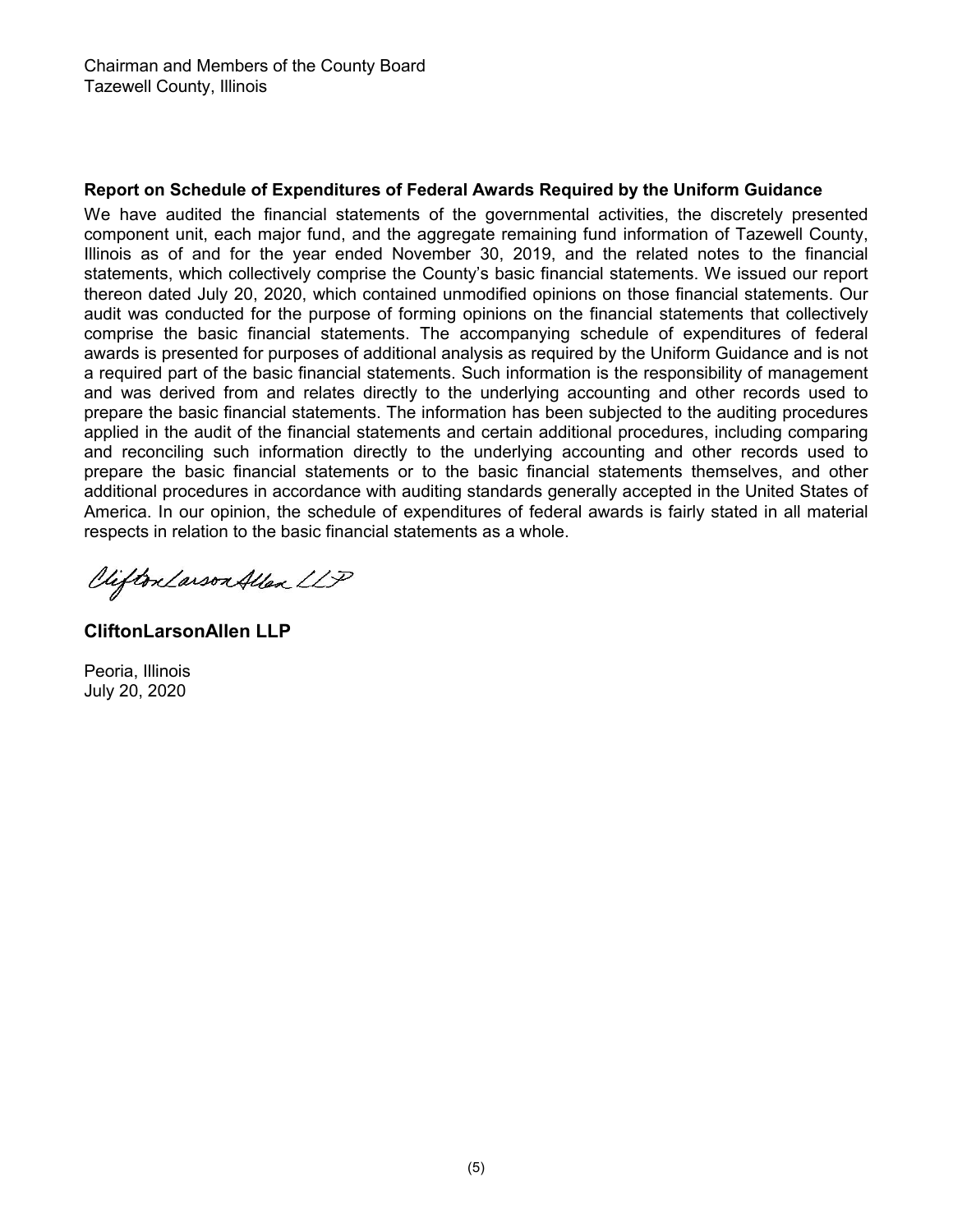Chairman and Members of the County Board
Tazewell County, Illinois

**Report on Schedule of Expenditures of Federal Awards Required by the Uniform Guidance**

We have audited the financial statements of the governmental activities, the discretely presented component unit, each major fund, and the aggregate remaining fund information of Tazewell County, Illinois as of and for the year ended November 30, 2019, and the related notes to the financial statements, which collectively comprise the County's basic financial statements. We issued our report thereon dated July 20, 2020, which contained unmodified opinions on those financial statements. Our audit was conducted for the purpose of forming opinions on the financial statements that collectively comprise the basic financial statements. The accompanying schedule of expenditures of federal awards is presented for purposes of additional analysis as required by the Uniform Guidance and is not a required part of the basic financial statements. Such information is the responsibility of management and was derived from and relates directly to the underlying accounting and other records used to prepare the basic financial statements. The information has been subjected to the auditing procedures applied in the audit of the financial statements and certain additional procedures, including comparing and reconciling such information directly to the underlying accounting and other records used to prepare the basic financial statements or to the basic financial statements themselves, and other additional procedures in accordance with auditing standards generally accepted in the United States of America. In our opinion, the schedule of expenditures of federal awards is fairly stated in all material respects in relation to the basic financial statements as a whole.

CliftonLarsonAllen LLP

**CliftonLarsonAllen LLP**

Peoria, Illinois
July 20, 2020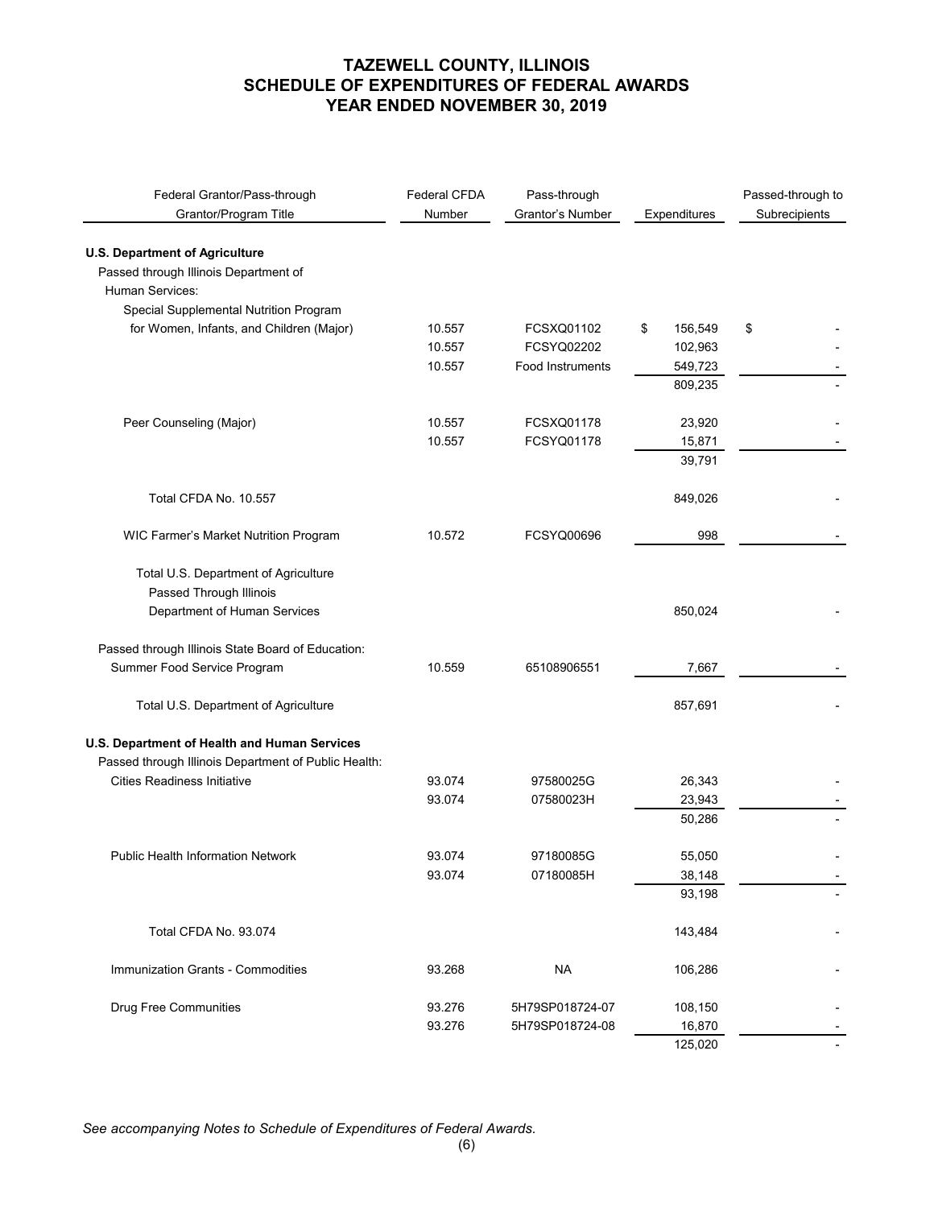# TAZEWELL COUNTY, ILLINOIS
# SCHEDULE OF EXPENDITURES OF FEDERAL AWARDS
# YEAR ENDED NOVEMBER 30, 2019

| Federal Grantor/Pass-through Grantor/Program Title | Federal CFDA Number | Pass-through Grantor's Number | Expenditures | Passed-through to Subrecipients |
|---|---|---|---|---|
| **U.S. Department of Agriculture** | | | | |
| Passed through Illinois Department of Human Services: | | | | |
| Special Supplemental Nutrition Program for Women, Infants, and Children (Major) | 10.557 | FCSXQ01102 | $ 156,549 | $ - |
| | 10.557 | FCSYQ02202 | 102,963 | - |
| | 10.557 | Food Instruments | 549,723 | - |
| | | | 809,235 | - |
| Peer Counseling (Major) | 10.557 | FCSXQ01178 | 23,920 | - |
| | 10.557 | FCSYQ01178 | 15,871 | - |
| | | | 39,791 | |
| Total CFDA No. 10.557 | | | 849,026 | - |
| WIC Farmer's Market Nutrition Program | 10.572 | FCSYQ00696 | 998 | - |
| Total U.S. Department of Agriculture Passed Through Illinois Department of Human Services | | | 850,024 | - |
| Passed through Illinois State Board of Education: | | | | |
| Summer Food Service Program | 10.559 | 65108906551 | 7,667 | - |
| Total U.S. Department of Agriculture | | | 857,691 | - |
| **U.S. Department of Health and Human Services** | | | | |
| Passed through Illinois Department of Public Health: | | | | |
| Cities Readiness Initiative | 93.074 | 97580025G | 26,343 | - |
| | 93.074 | 07580023H | 23,943 | - |
| | | | 50,286 | - |
| Public Health Information Network | 93.074 | 97180085G | 55,050 | - |
| | 93.074 | 07180085H | 38,148 | - |
| | | | 93,198 | - |
| Total CFDA No. 93.074 | | | 143,484 | - |
| Immunization Grants - Commodities | 93.268 | NA | 106,286 | - |
| Drug Free Communities | 93.276 | 5H79SP018724-07 | 108,150 | - |
| | 93.276 | 5H79SP018724-08 | 16,870 | - |
| | | | 125,020 | - |

*See accompanying Notes to Schedule of Expenditures of Federal Awards.*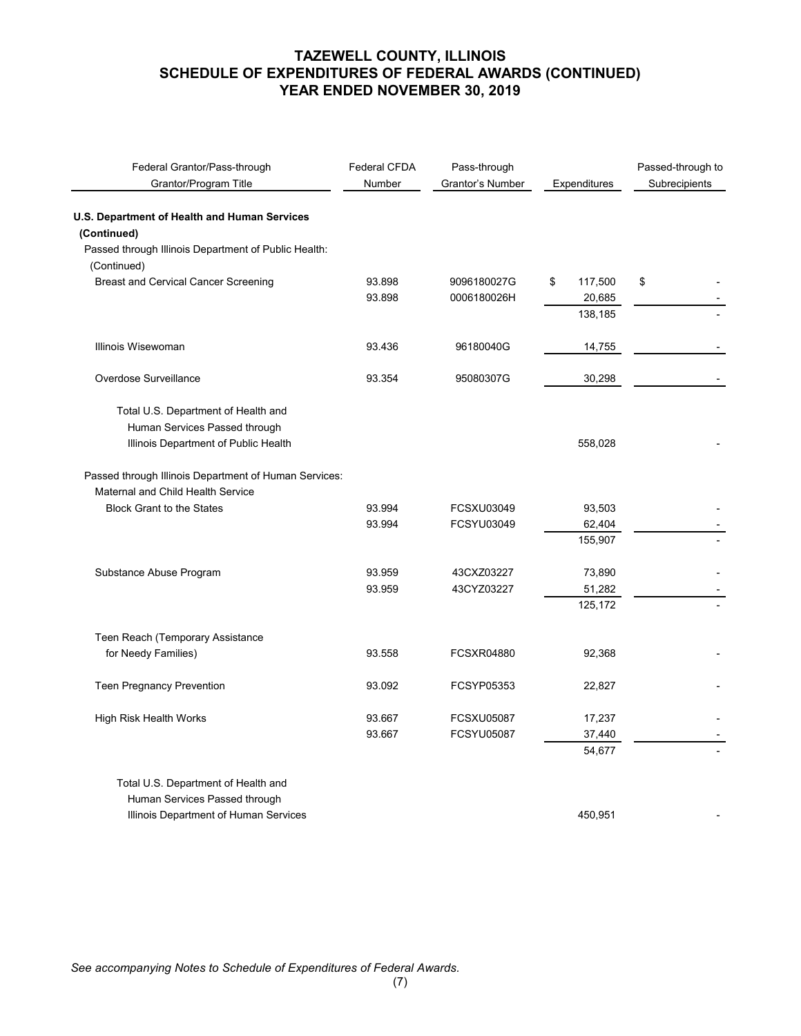# TAZEWELL COUNTY, ILLINOIS
## SCHEDULE OF EXPENDITURES OF FEDERAL AWARDS (CONTINUED)
## YEAR ENDED NOVEMBER 30, 2019

| Federal Grantor/Pass-through Grantor/Program Title | Federal CFDA Number | Pass-through Grantor's Number | Expenditures | Passed-through to Subrecipients |
|---|---|---|---|---|
| **U.S. Department of Health and Human Services (Continued)** | | | | |
| Passed through Illinois Department of Public Health: (Continued) | | | | |
| Breast and Cervical Cancer Screening | 93.898 | 9096180027G | $ 117,500 | $ - |
| | 93.898 | 0006180026H | 20,685 | - |
| | | | 138,185 | - |
| Illinois Wisewoman | 93.436 | 96180040G | 14,755 | - |
| Overdose Surveillance | 93.354 | 95080307G | 30,298 | - |
| Total U.S. Department of Health and Human Services Passed through Illinois Department of Public Health | | | 558,028 | - |
| Passed through Illinois Department of Human Services: | | | | |
| Maternal and Child Health Service Block Grant to the States | 93.994 | FCSXU03049 | 93,503 | - |
| | 93.994 | FCSYU03049 | 62,404 | - |
| | | | 155,907 | - |
| Substance Abuse Program | 93.959 | 43CXZ03227 | 73,890 | - |
| | 93.959 | 43CYZ03227 | 51,282 | - |
| | | | 125,172 | - |
| Teen Reach (Temporary Assistance for Needy Families) | 93.558 | FCSXR04880 | 92,368 | - |
| Teen Pregnancy Prevention | 93.092 | FCSYP05353 | 22,827 | - |
| High Risk Health Works | 93.667 | FCSXU05087 | 17,237 | - |
| | 93.667 | FCSYU05087 | 37,440 | - |
| | | | 54,677 | - |
| Total U.S. Department of Health and Human Services Passed through Illinois Department of Human Services | | | 450,951 | - |

*See accompanying Notes to Schedule of Expenditures of Federal Awards.*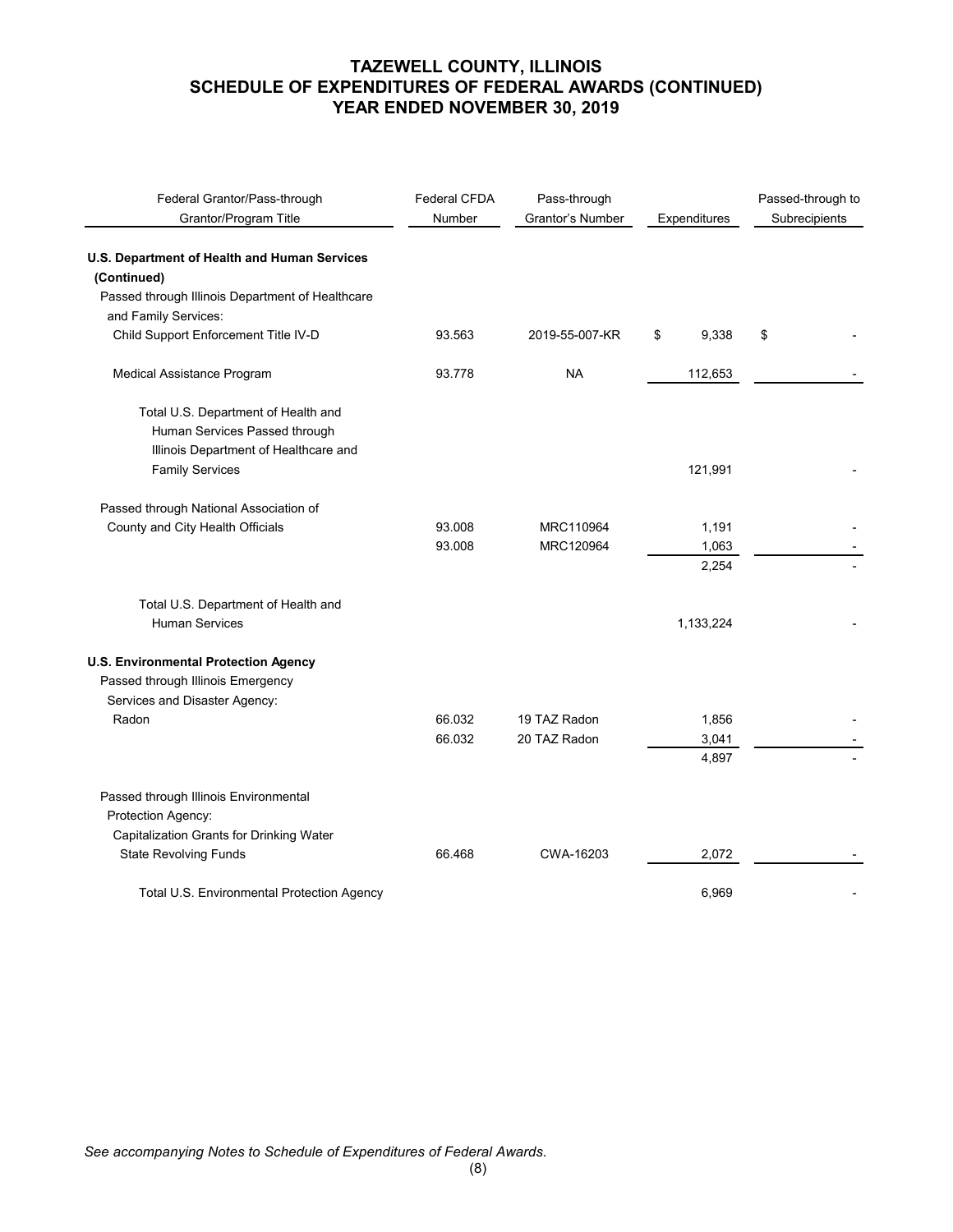# TAZEWELL COUNTY, ILLINOIS
## SCHEDULE OF EXPENDITURES OF FEDERAL AWARDS (CONTINUED)
## YEAR ENDED NOVEMBER 30, 2019

| Federal Grantor/Pass-through Grantor/Program Title | Federal CFDA Number | Pass-through Grantor's Number | Expenditures | Passed-through to Subrecipients |
|---|---|---|---|---|
| **U.S. Department of Health and Human Services (Continued)** | | | | |
| Passed through Illinois Department of Healthcare and Family Services: | | | | |
| Child Support Enforcement Title IV-D | 93.563 | 2019-55-007-KR | $ 9,338 | $ - |
| Medical Assistance Program | 93.778 | NA | 112,653 | - |
| Total U.S. Department of Health and Human Services Passed through Illinois Department of Healthcare and Family Services | | | 121,991 | - |
| Passed through National Association of County and City Health Officials | 93.008 | MRC110964 | 1,191 | - |
| | 93.008 | MRC120964 | 1,063 | - |
| | | | 2,254 | - |
| Total U.S. Department of Health and Human Services | | | 1,133,224 | - |
| **U.S. Environmental Protection Agency** | | | | |
| Passed through Illinois Emergency Services and Disaster Agency: | | | | |
| Radon | 66.032 | 19 TAZ Radon | 1,856 | - |
| | 66.032 | 20 TAZ Radon | 3,041 | - |
| | | | 4,897 | - |
| Passed through Illinois Environmental Protection Agency: | | | | |
| Capitalization Grants for Drinking Water State Revolving Funds | 66.468 | CWA-16203 | 2,072 | - |
| Total U.S. Environmental Protection Agency | | | 6,969 | - |

*See accompanying Notes to Schedule of Expenditures of Federal Awards.*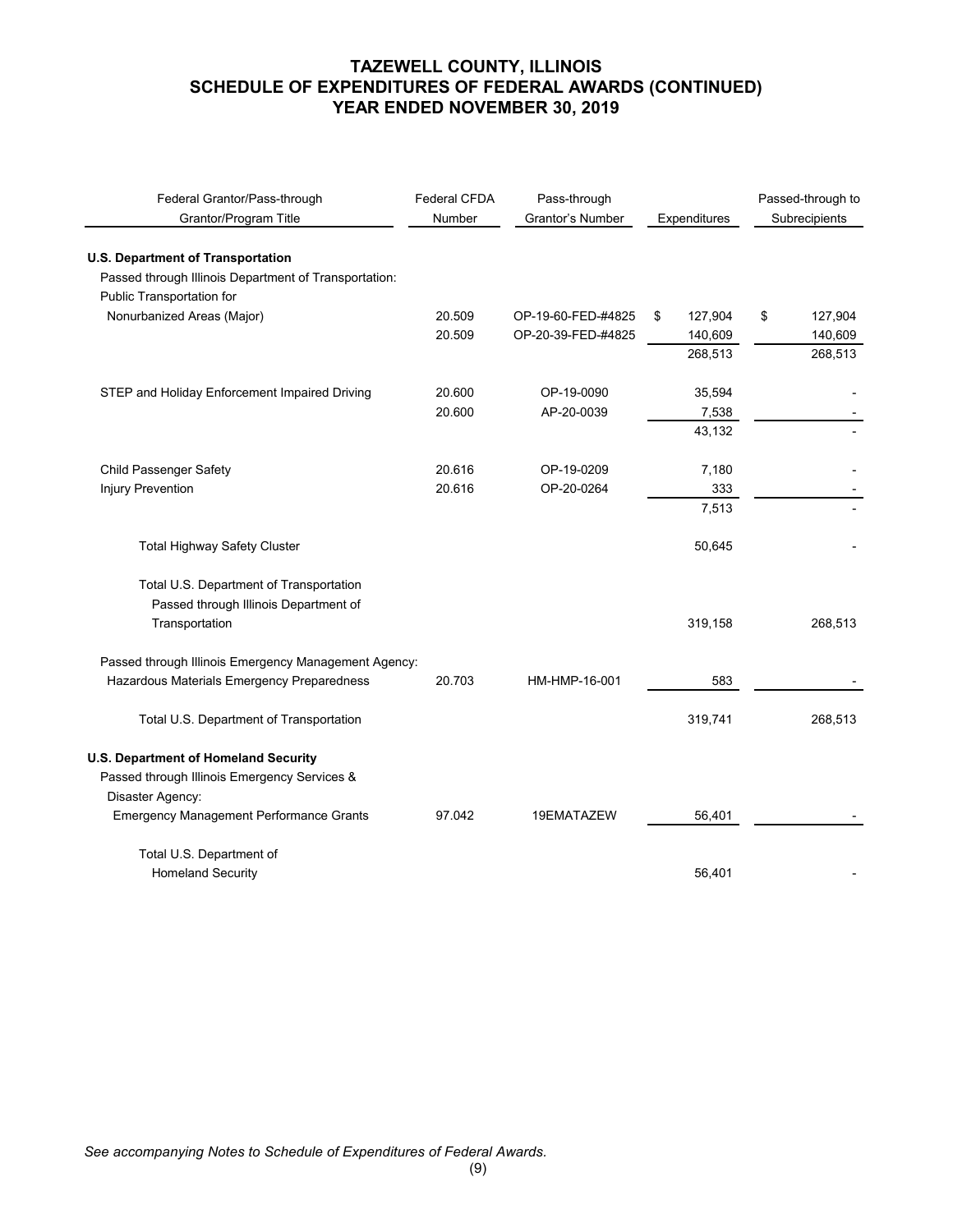# TAZEWELL COUNTY, ILLINOIS
## SCHEDULE OF EXPENDITURES OF FEDERAL AWARDS (CONTINUED)
## YEAR ENDED NOVEMBER 30, 2019

| Federal Grantor/Pass-through Grantor/Program Title | Federal CFDA Number | Pass-through Grantor's Number | Expenditures | Passed-through to Subrecipients |
|---|---|---|---|---|
| **U.S. Department of Transportation** | | | | |
| Passed through Illinois Department of Transportation: | | | | |
| Public Transportation for | | | | |
| Nonurbanized Areas (Major) | 20.509 | OP-19-60-FED-#4825 | $ 127,904 | $ 127,904 |
| | 20.509 | OP-20-39-FED-#4825 | 140,609 | 140,609 |
| | | | 268,513 | 268,513 |
| STEP and Holiday Enforcement Impaired Driving | 20.600 | OP-19-0090 | 35,594 | - |
| | 20.600 | AP-20-0039 | 7,538 | - |
| | | | 43,132 | - |
| Child Passenger Safety | 20.616 | OP-19-0209 | 7,180 | - |
| Injury Prevention | 20.616 | OP-20-0264 | 333 | - |
| | | | 7,513 | - |
| Total Highway Safety Cluster | | | 50,645 | - |
| Total U.S. Department of Transportation Passed through Illinois Department of Transportation | | | 319,158 | 268,513 |
| Passed through Illinois Emergency Management Agency: | | | | |
| Hazardous Materials Emergency Preparedness | 20.703 | HM-HMP-16-001 | 583 | - |
| Total U.S. Department of Transportation | | | 319,741 | 268,513 |
| **U.S. Department of Homeland Security** | | | | |
| Passed through Illinois Emergency Services & Disaster Agency: | | | | |
| Emergency Management Performance Grants | 97.042 | 19EMATAZEW | 56,401 | - |
| Total U.S. Department of Homeland Security | | | 56,401 | - |

*See accompanying Notes to Schedule of Expenditures of Federal Awards.*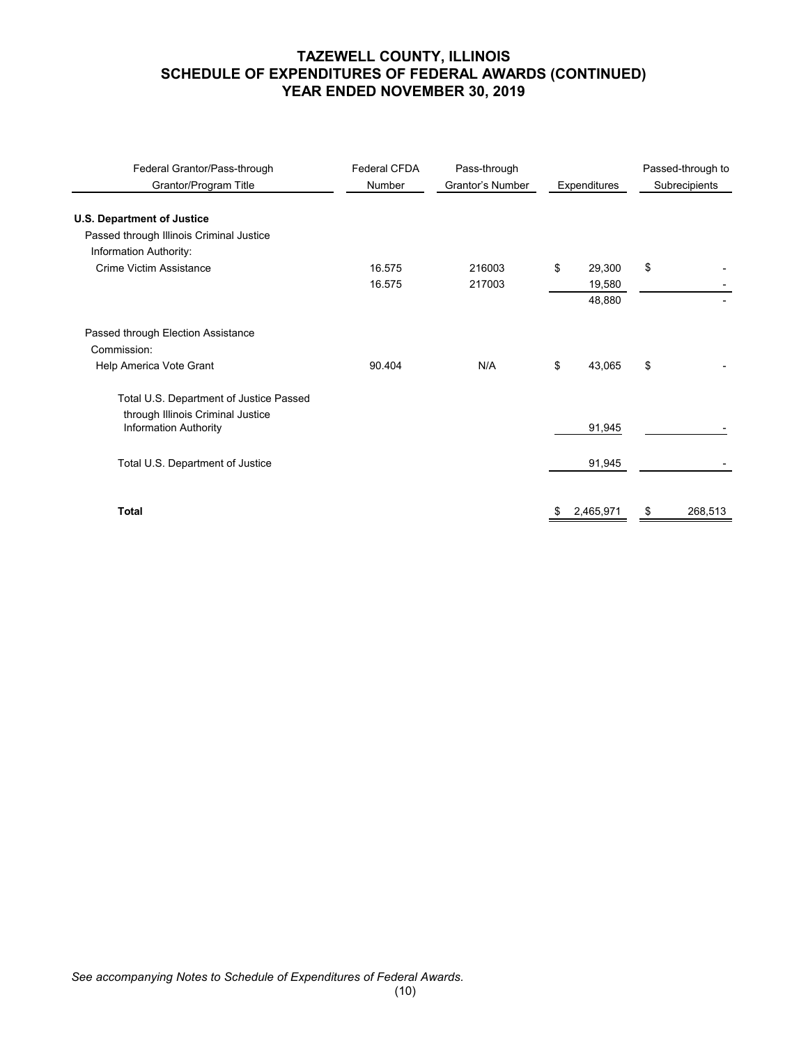# TAZEWELL COUNTY, ILLINOIS
# SCHEDULE OF EXPENDITURES OF FEDERAL AWARDS (CONTINUED)
# YEAR ENDED NOVEMBER 30, 2019

| Federal Grantor/Pass-through Grantor/Program Title | Federal CFDA Number | Pass-through Grantor's Number | Expenditures | Passed-through to Subrecipients |
|---|---|---|---|---|
| **U.S. Department of Justice** | | | | |
| Passed through Illinois Criminal Justice Information Authority: | | | | |
| Crime Victim Assistance | 16.575 | 216003 | $ 29,300 | $ - |
| | 16.575 | 217003 | 19,580 | - |
| | | | 48,880 | - |
| Passed through Election Assistance Commission: | | | | |
| Help America Vote Grant | 90.404 | N/A | $ 43,065 | $ - |
| Total U.S. Department of Justice Passed through Illinois Criminal Justice Information Authority | | | 91,945 | - |
| Total U.S. Department of Justice | | | 91,945 | - |
| **Total** | | | $ 2,465,971 | $ 268,513 |

*See accompanying Notes to Schedule of Expenditures of Federal Awards.*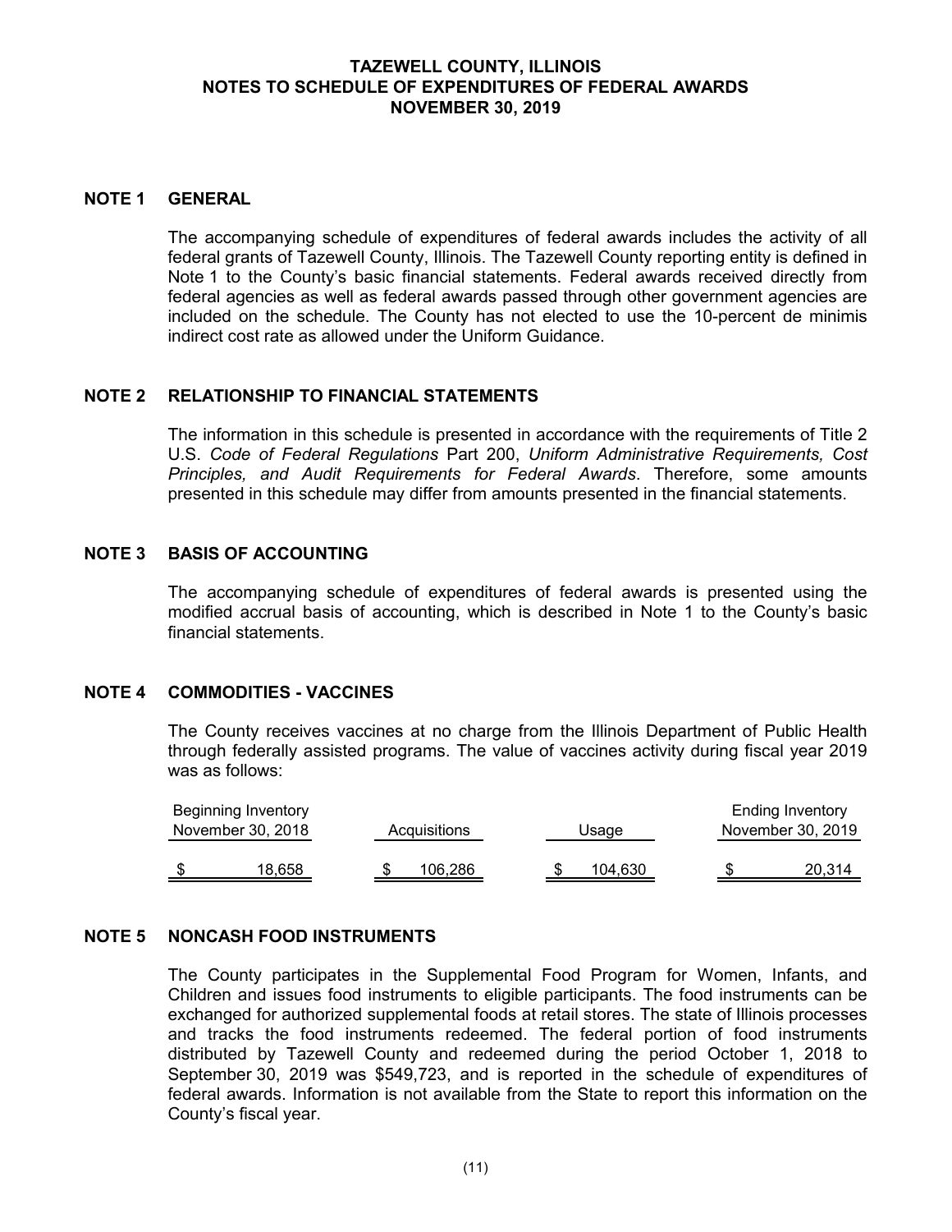# TAZEWELL COUNTY, ILLINOIS
## NOTES TO SCHEDULE OF EXPENDITURES OF FEDERAL AWARDS
## NOVEMBER 30, 2019

### NOTE 1 GENERAL

The accompanying schedule of expenditures of federal awards includes the activity of all federal grants of Tazewell County, Illinois. The Tazewell County reporting entity is defined in Note 1 to the County's basic financial statements. Federal awards received directly from federal agencies as well as federal awards passed through other government agencies are included on the schedule. The County has not elected to use the 10-percent de minimis indirect cost rate as allowed under the Uniform Guidance.

### NOTE 2 RELATIONSHIP TO FINANCIAL STATEMENTS

The information in this schedule is presented in accordance with the requirements of Title 2 U.S. *Code of Federal Regulations* Part 200, *Uniform Administrative Requirements, Cost Principles, and Audit Requirements for Federal Awards*. Therefore, some amounts presented in this schedule may differ from amounts presented in the financial statements.

### NOTE 3 BASIS OF ACCOUNTING

The accompanying schedule of expenditures of federal awards is presented using the modified accrual basis of accounting, which is described in Note 1 to the County's basic financial statements.

### NOTE 4 COMMODITIES - VACCINES

The County receives vaccines at no charge from the Illinois Department of Public Health through federally assisted programs. The value of vaccines activity during fiscal year 2019 was as follows:

| Beginning Inventory November 30, 2018 | Acquisitions | Usage | Ending Inventory November 30, 2019 |
|---|---|---|---|
| $ 18,658 | $ 106,286 | $ 104,630 | $ 20,314 |

### NOTE 5 NONCASH FOOD INSTRUMENTS

The County participates in the Supplemental Food Program for Women, Infants, and Children and issues food instruments to eligible participants. The food instruments can be exchanged for authorized supplemental foods at retail stores. The state of Illinois processes and tracks the food instruments redeemed. The federal portion of food instruments distributed by Tazewell County and redeemed during the period October 1, 2018 to September 30, 2019 was $549,723, and is reported in the schedule of expenditures of federal awards. Information is not available from the State to report this information on the County's fiscal year.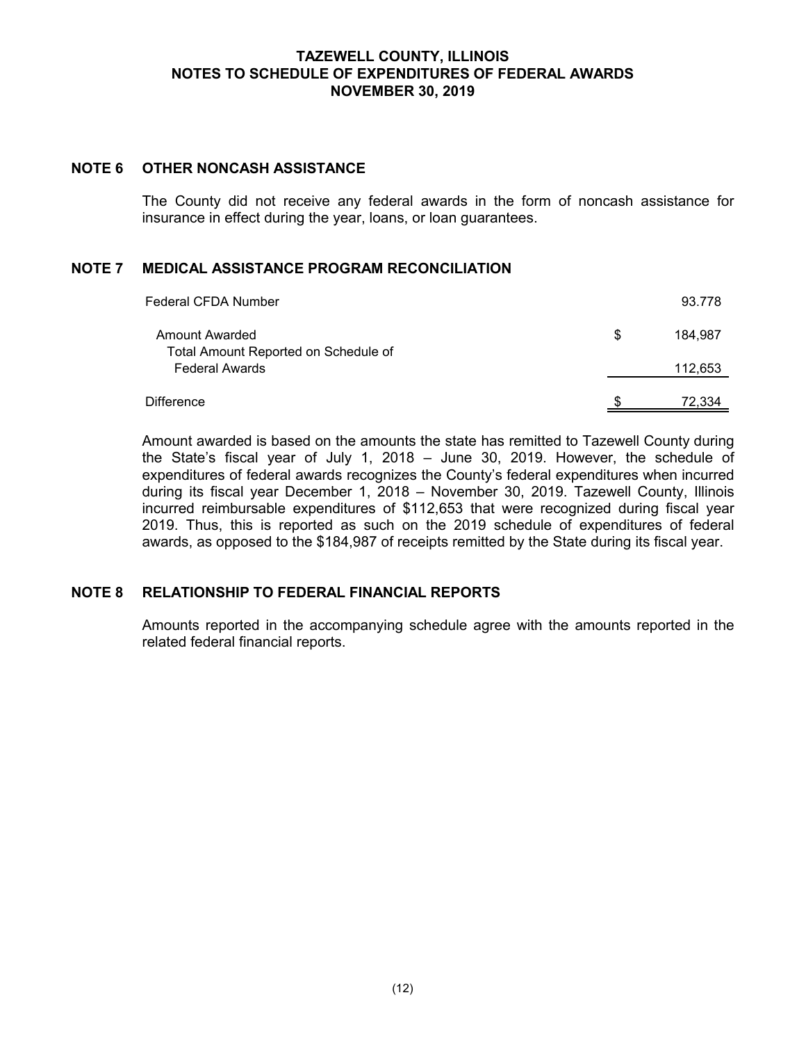# TAZEWELL COUNTY, ILLINOIS
## NOTES TO SCHEDULE OF EXPENDITURES OF FEDERAL AWARDS
## NOVEMBER 30, 2019

### NOTE 6 OTHER NONCASH ASSISTANCE

The County did not receive any federal awards in the form of noncash assistance for insurance in effect during the year, loans, or loan guarantees.

### NOTE 7 MEDICAL ASSISTANCE PROGRAM RECONCILIATION

| | | |
|---|---|---|
| Federal CFDA Number | | 93.778 |
| Amount Awarded | $ | 184,987 |
| Total Amount Reported on Schedule of Federal Awards | | 112,653 |
| Difference | $ | 72,334 |

Amount awarded is based on the amounts the state has remitted to Tazewell County during the State's fiscal year of July 1, 2018 – June 30, 2019. However, the schedule of expenditures of federal awards recognizes the County's federal expenditures when incurred during its fiscal year December 1, 2018 – November 30, 2019. Tazewell County, Illinois incurred reimbursable expenditures of $112,653 that were recognized during fiscal year 2019. Thus, this is reported as such on the 2019 schedule of expenditures of federal awards, as opposed to the $184,987 of receipts remitted by the State during its fiscal year.

### NOTE 8 RELATIONSHIP TO FEDERAL FINANCIAL REPORTS

Amounts reported in the accompanying schedule agree with the amounts reported in the related federal financial reports.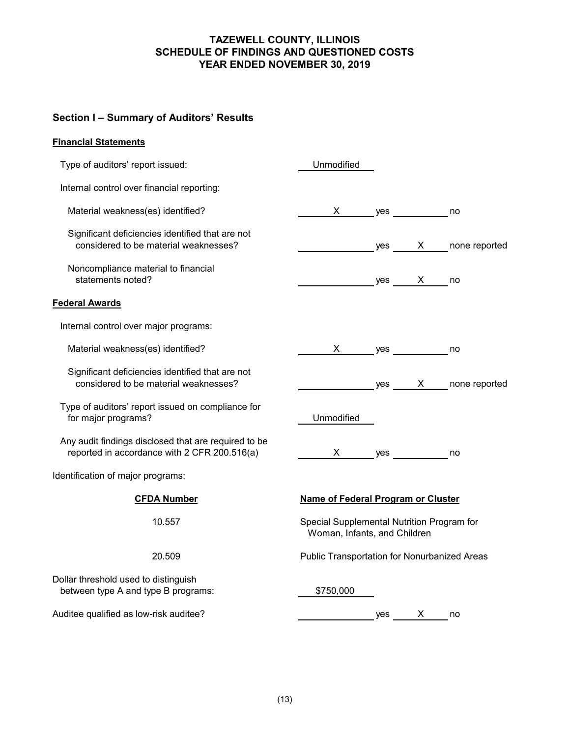# TAZEWELL COUNTY, ILLINOIS
# SCHEDULE OF FINDINGS AND QUESTIONED COSTS
# YEAR ENDED NOVEMBER 30, 2019

## Section I – Summary of Auditors' Results

**Financial Statements**

Type of auditors' report issued: Unmodified

Internal control over financial reporting:

- Material weakness(es) identified? X yes ___ no
- Significant deficiencies identified that are not considered to be material weaknesses? ___ yes X none reported
- Noncompliance material to financial statements noted? ___ yes X no

**Federal Awards**

Internal control over major programs:

- Material weakness(es) identified? X yes ___ no
- Significant deficiencies identified that are not considered to be material weaknesses? ___ yes X none reported

Type of auditors' report issued on compliance for for major programs? Unmodified

Any audit findings disclosed that are required to be reported in accordance with 2 CFR 200.516(a) X yes ___ no

Identification of major programs:

| CFDA Number | Name of Federal Program or Cluster |
|---|---|
| 10.557 | Special Supplemental Nutrition Program for Woman, Infants, and Children |
| 20.509 | Public Transportation for Nonurbanized Areas |

Dollar threshold used to distinguish between type A and type B programs: $750,000

Auditee qualified as low-risk auditee? ___ yes X no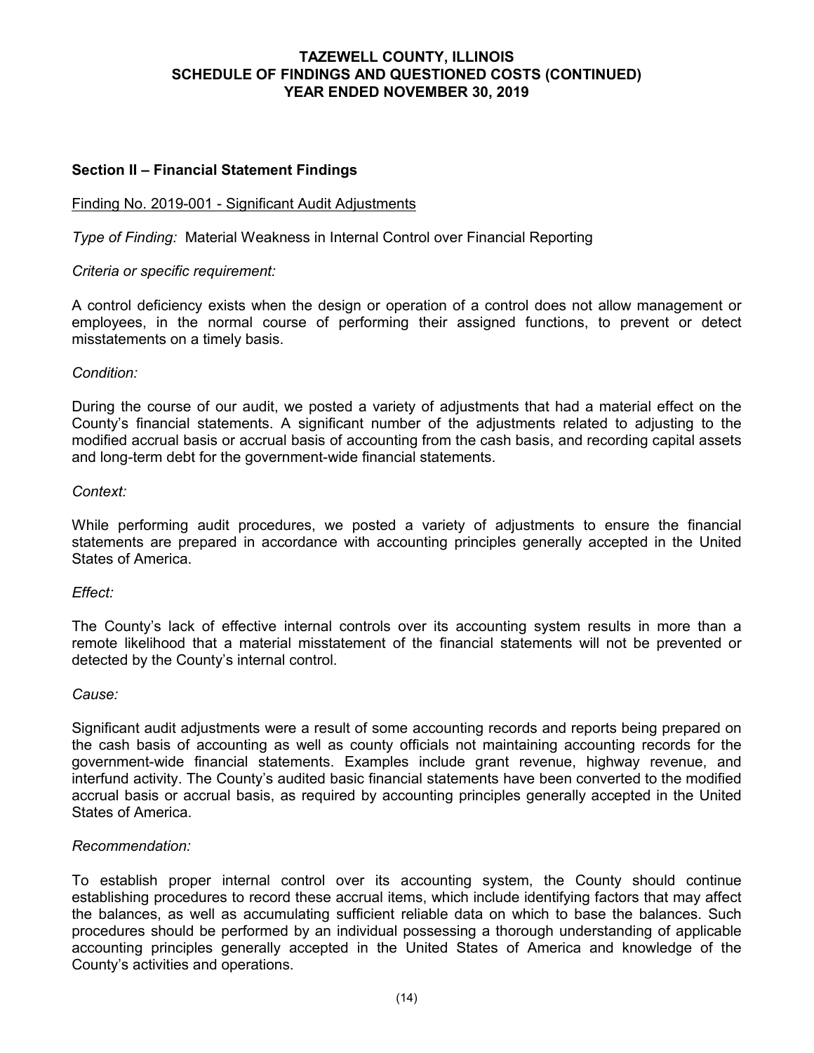# TAZEWELL COUNTY, ILLINOIS
## SCHEDULE OF FINDINGS AND QUESTIONED COSTS (CONTINUED)
## YEAR ENDED NOVEMBER 30, 2019

### Section II – Financial Statement Findings

Finding No. 2019-001 - Significant Audit Adjustments

*Type of Finding:* Material Weakness in Internal Control over Financial Reporting

*Criteria or specific requirement:*

A control deficiency exists when the design or operation of a control does not allow management or employees, in the normal course of performing their assigned functions, to prevent or detect misstatements on a timely basis.

*Condition:*

During the course of our audit, we posted a variety of adjustments that had a material effect on the County's financial statements. A significant number of the adjustments related to adjusting to the modified accrual basis or accrual basis of accounting from the cash basis, and recording capital assets and long-term debt for the government-wide financial statements.

*Context:*

While performing audit procedures, we posted a variety of adjustments to ensure the financial statements are prepared in accordance with accounting principles generally accepted in the United States of America.

*Effect:*

The County's lack of effective internal controls over its accounting system results in more than a remote likelihood that a material misstatement of the financial statements will not be prevented or detected by the County's internal control.

*Cause:*

Significant audit adjustments were a result of some accounting records and reports being prepared on the cash basis of accounting as well as county officials not maintaining accounting records for the government-wide financial statements. Examples include grant revenue, highway revenue, and interfund activity. The County's audited basic financial statements have been converted to the modified accrual basis or accrual basis, as required by accounting principles generally accepted in the United States of America.

*Recommendation:*

To establish proper internal control over its accounting system, the County should continue establishing procedures to record these accrual items, which include identifying factors that may affect the balances, as well as accumulating sufficient reliable data on which to base the balances. Such procedures should be performed by an individual possessing a thorough understanding of applicable accounting principles generally accepted in the United States of America and knowledge of the County's activities and operations.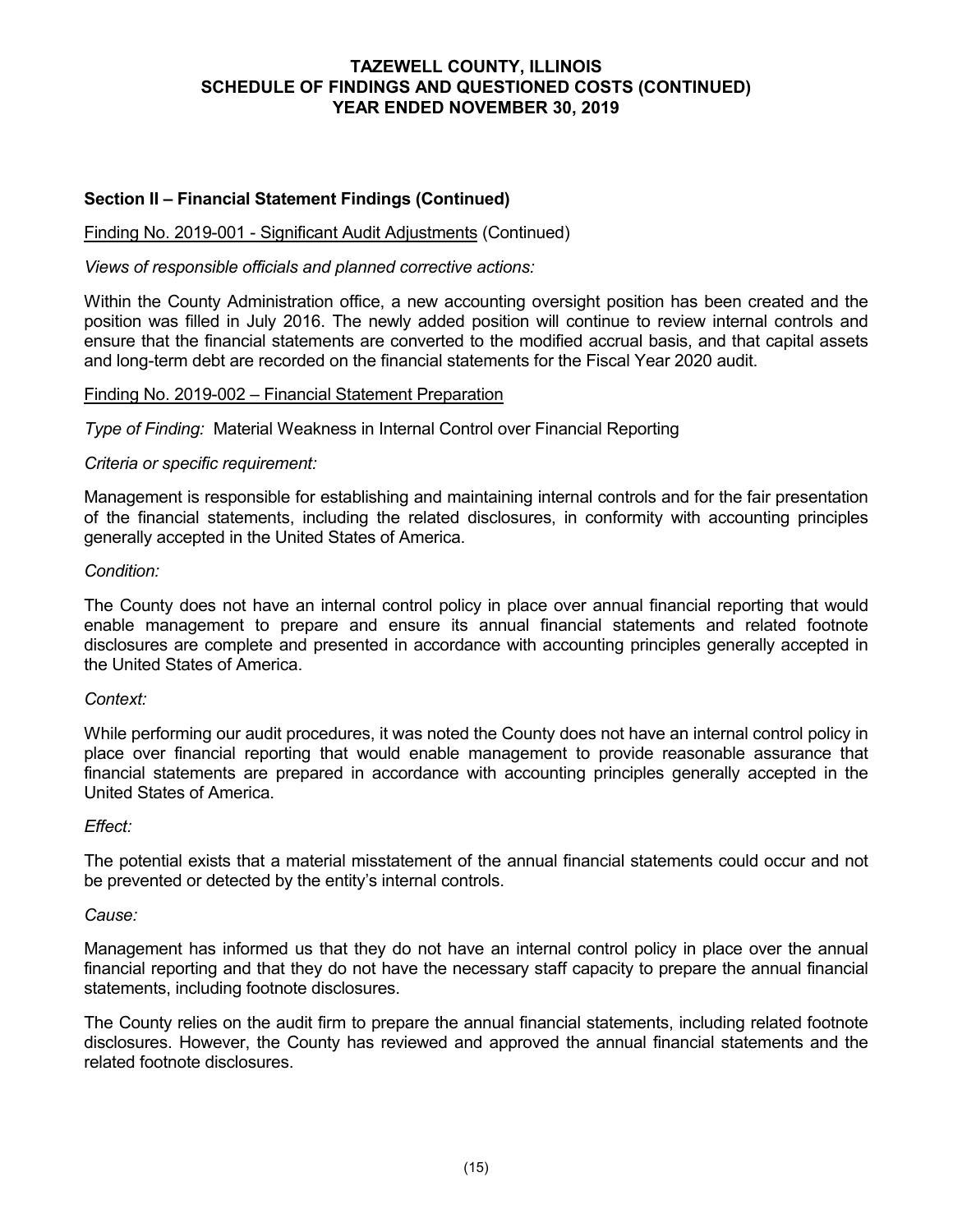# TAZEWELL COUNTY, ILLINOIS
# SCHEDULE OF FINDINGS AND QUESTIONED COSTS (CONTINUED)
# YEAR ENDED NOVEMBER 30, 2019

## Section II – Financial Statement Findings (Continued)

Finding No. 2019-001 - Significant Audit Adjustments (Continued)

*Views of responsible officials and planned corrective actions:*

Within the County Administration office, a new accounting oversight position has been created and the position was filled in July 2016. The newly added position will continue to review internal controls and ensure that the financial statements are converted to the modified accrual basis, and that capital assets and long-term debt are recorded on the financial statements for the Fiscal Year 2020 audit.

Finding No. 2019-002 – Financial Statement Preparation

*Type of Finding:* Material Weakness in Internal Control over Financial Reporting

*Criteria or specific requirement:*

Management is responsible for establishing and maintaining internal controls and for the fair presentation of the financial statements, including the related disclosures, in conformity with accounting principles generally accepted in the United States of America.

*Condition:*

The County does not have an internal control policy in place over annual financial reporting that would enable management to prepare and ensure its annual financial statements and related footnote disclosures are complete and presented in accordance with accounting principles generally accepted in the United States of America.

*Context:*

While performing our audit procedures, it was noted the County does not have an internal control policy in place over financial reporting that would enable management to provide reasonable assurance that financial statements are prepared in accordance with accounting principles generally accepted in the United States of America.

*Effect:*

The potential exists that a material misstatement of the annual financial statements could occur and not be prevented or detected by the entity's internal controls.

*Cause:*

Management has informed us that they do not have an internal control policy in place over the annual financial reporting and that they do not have the necessary staff capacity to prepare the annual financial statements, including footnote disclosures.

The County relies on the audit firm to prepare the annual financial statements, including related footnote disclosures. However, the County has reviewed and approved the annual financial statements and the related footnote disclosures.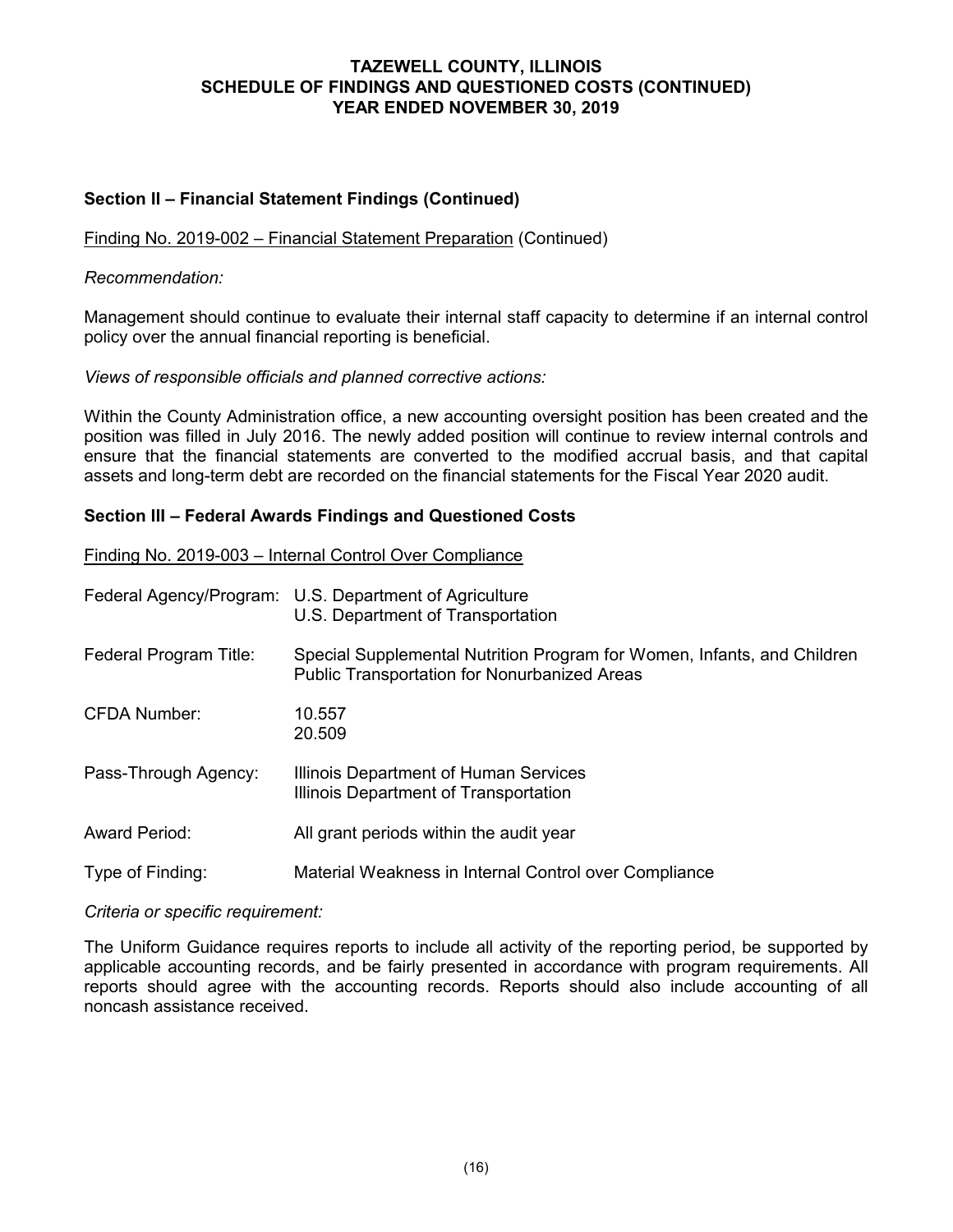# TAZEWELL COUNTY, ILLINOIS
## SCHEDULE OF FINDINGS AND QUESTIONED COSTS (CONTINUED)
## YEAR ENDED NOVEMBER 30, 2019

### Section II – Financial Statement Findings (Continued)

Finding No. 2019-002 – Financial Statement Preparation (Continued)

*Recommendation:*

Management should continue to evaluate their internal staff capacity to determine if an internal control policy over the annual financial reporting is beneficial.

*Views of responsible officials and planned corrective actions:*

Within the County Administration office, a new accounting oversight position has been created and the position was filled in July 2016. The newly added position will continue to review internal controls and ensure that the financial statements are converted to the modified accrual basis, and that capital assets and long-term debt are recorded on the financial statements for the Fiscal Year 2020 audit.

### Section III – Federal Awards Findings and Questioned Costs

Finding No. 2019-003 – Internal Control Over Compliance

| | |
|---|---|
| Federal Agency/Program: | U.S. Department of Agriculture<br>U.S. Department of Transportation |
| Federal Program Title: | Special Supplemental Nutrition Program for Women, Infants, and Children<br>Public Transportation for Nonurbanized Areas |
| CFDA Number: | 10.557<br>20.509 |
| Pass-Through Agency: | Illinois Department of Human Services<br>Illinois Department of Transportation |
| Award Period: | All grant periods within the audit year |
| Type of Finding: | Material Weakness in Internal Control over Compliance |

*Criteria or specific requirement:*

The Uniform Guidance requires reports to include all activity of the reporting period, be supported by applicable accounting records, and be fairly presented in accordance with program requirements. All reports should agree with the accounting records. Reports should also include accounting of all noncash assistance received.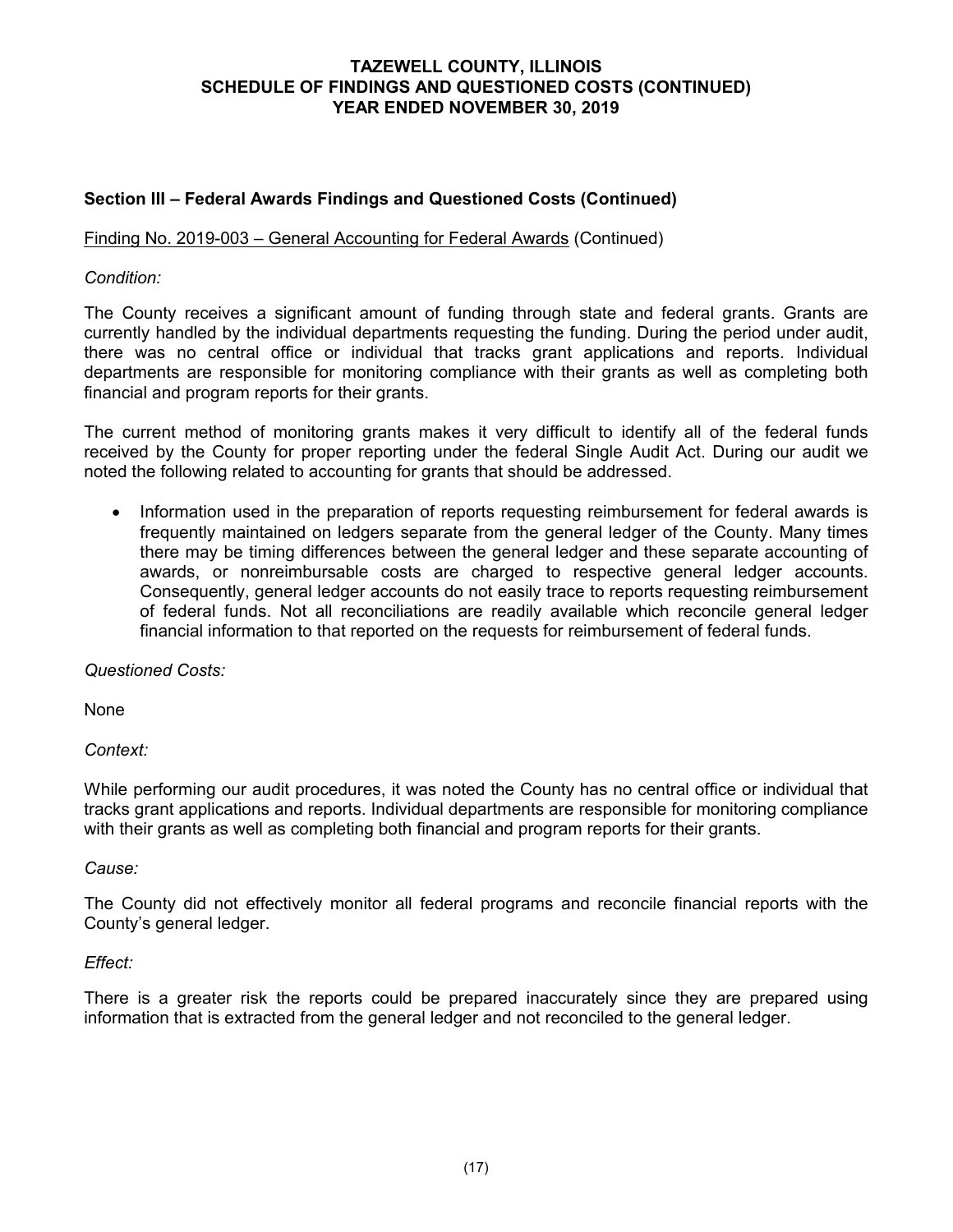# TAZEWELL COUNTY, ILLINOIS
# SCHEDULE OF FINDINGS AND QUESTIONED COSTS (CONTINUED)
# YEAR ENDED NOVEMBER 30, 2019

## Section III – Federal Awards Findings and Questioned Costs (Continued)

Finding No. 2019-003 – General Accounting for Federal Awards (Continued)

*Condition:*

The County receives a significant amount of funding through state and federal grants. Grants are currently handled by the individual departments requesting the funding. During the period under audit, there was no central office or individual that tracks grant applications and reports. Individual departments are responsible for monitoring compliance with their grants as well as completing both financial and program reports for their grants.

The current method of monitoring grants makes it very difficult to identify all of the federal funds received by the County for proper reporting under the federal Single Audit Act. During our audit we noted the following related to accounting for grants that should be addressed.

- Information used in the preparation of reports requesting reimbursement for federal awards is frequently maintained on ledgers separate from the general ledger of the County. Many times there may be timing differences between the general ledger and these separate accounting of awards, or nonreimbursable costs are charged to respective general ledger accounts. Consequently, general ledger accounts do not easily trace to reports requesting reimbursement of federal funds. Not all reconciliations are readily available which reconcile general ledger financial information to that reported on the requests for reimbursement of federal funds.

*Questioned Costs:*

None

*Context:*

While performing our audit procedures, it was noted the County has no central office or individual that tracks grant applications and reports. Individual departments are responsible for monitoring compliance with their grants as well as completing both financial and program reports for their grants.

*Cause:*

The County did not effectively monitor all federal programs and reconcile financial reports with the County's general ledger.

*Effect:*

There is a greater risk the reports could be prepared inaccurately since they are prepared using information that is extracted from the general ledger and not reconciled to the general ledger.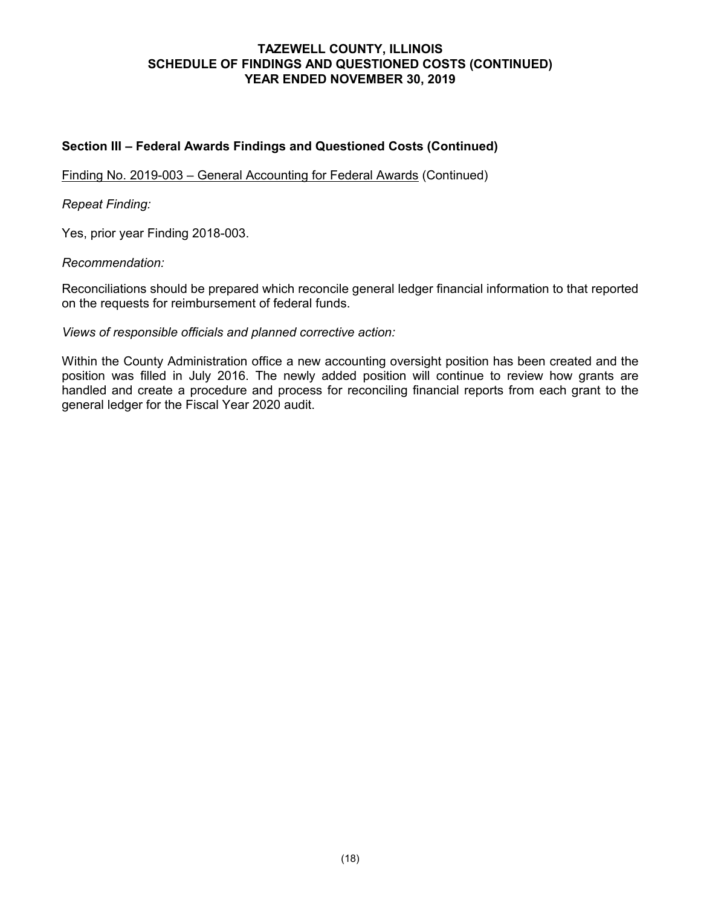# TAZEWELL COUNTY, ILLINOIS
## SCHEDULE OF FINDINGS AND QUESTIONED COSTS (CONTINUED)
## YEAR ENDED NOVEMBER 30, 2019

### Section III – Federal Awards Findings and Questioned Costs (Continued)

Finding No. 2019-003 – General Accounting for Federal Awards (Continued)

*Repeat Finding:*

Yes, prior year Finding 2018-003.

*Recommendation:*

Reconciliations should be prepared which reconcile general ledger financial information to that reported on the requests for reimbursement of federal funds.

*Views of responsible officials and planned corrective action:*

Within the County Administration office a new accounting oversight position has been created and the position was filled in July 2016. The newly added position will continue to review how grants are handled and create a procedure and process for reconciling financial reports from each grant to the general ledger for the Fiscal Year 2020 audit.